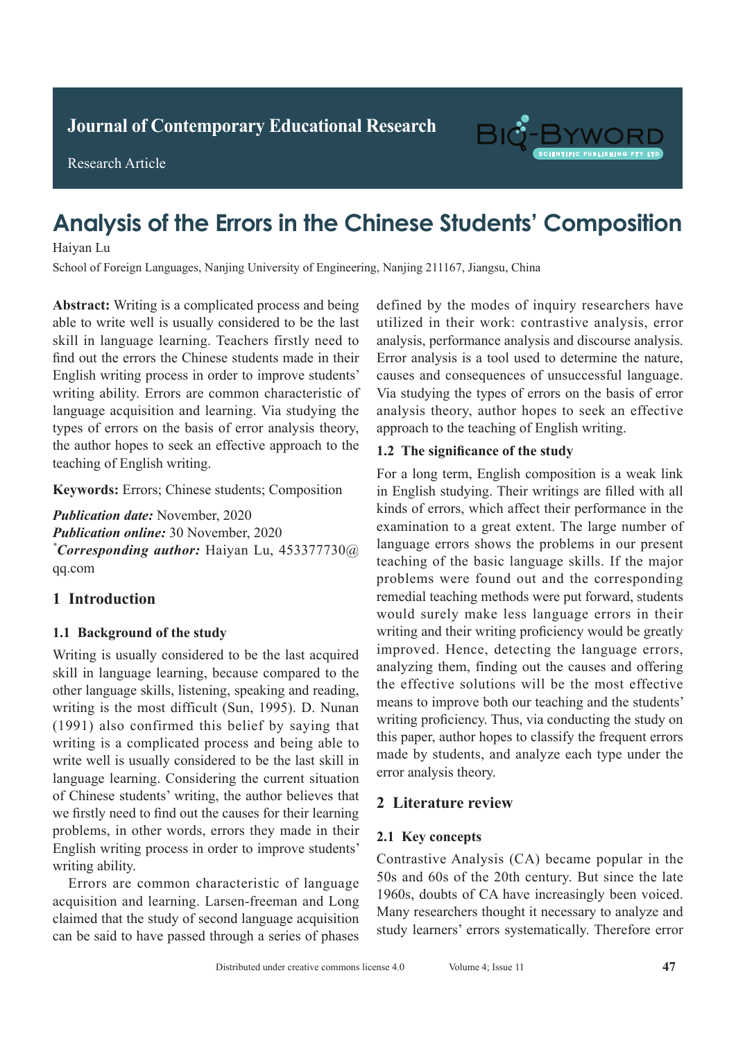Journal of Contemporary Educational Research

Research Article

# Analysis of the Errors in the Chinese Students' Composition

Haiyan Lu

School of Foreign Languages, Nanjing University of Engineering, Nanjing 211167, Jiangsu, China

**Abstract:** Writing is a complicated process and being able to write well is usually considered to be the last skill in language learning. Teachers firstly need to find out the errors the Chinese students made in their English writing process in order to improve students' writing ability. Errors are common characteristic of language acquisition and learning. Via studying the types of errors on the basis of error analysis theory, the author hopes to seek an effective approach to the teaching of English writing.

**Keywords:** Errors; Chinese students; Composition

***Publication date:*** November, 2020
***Publication online:*** 30 November, 2020
[*]***Corresponding author:*** Haiyan Lu, 453377730@qq.com

## 1 Introduction

### 1.1 Background of the study

Writing is usually considered to be the last acquired skill in language learning, because compared to the other language skills, listening, speaking and reading, writing is the most difficult (Sun, 1995). D. Nunan (1991) also confirmed this belief by saying that writing is a complicated process and being able to write well is usually considered to be the last skill in language learning. Considering the current situation of Chinese students' writing, the author believes that we firstly need to find out the causes for their learning problems, in other words, errors they made in their English writing process in order to improve students' writing ability.

Errors are common characteristic of language acquisition and learning. Larsen-freeman and Long claimed that the study of second language acquisition can be said to have passed through a series of phases defined by the modes of inquiry researchers have utilized in their work: contrastive analysis, error analysis, performance analysis and discourse analysis. Error analysis is a tool used to determine the nature, causes and consequences of unsuccessful language. Via studying the types of errors on the basis of error analysis theory, author hopes to seek an effective approach to the teaching of English writing.

### 1.2 The significance of the study

For a long term, English composition is a weak link in English studying. Their writings are filled with all kinds of errors, which affect their performance in the examination to a great extent. The large number of language errors shows the problems in our present teaching of the basic language skills. If the major problems were found out and the corresponding remedial teaching methods were put forward, students would surely make less language errors in their writing and their writing proficiency would be greatly improved. Hence, detecting the language errors, analyzing them, finding out the causes and offering the effective solutions will be the most effective means to improve both our teaching and the students' writing proficiency. Thus, via conducting the study on this paper, author hopes to classify the frequent errors made by students, and analyze each type under the error analysis theory.

## 2 Literature review

### 2.1 Key concepts

Contrastive Analysis (CA) became popular in the 50s and 60s of the 20th century. But since the late 1960s, doubts of CA have increasingly been voiced. Many researchers thought it necessary to analyze and study learners' errors systematically. Therefore error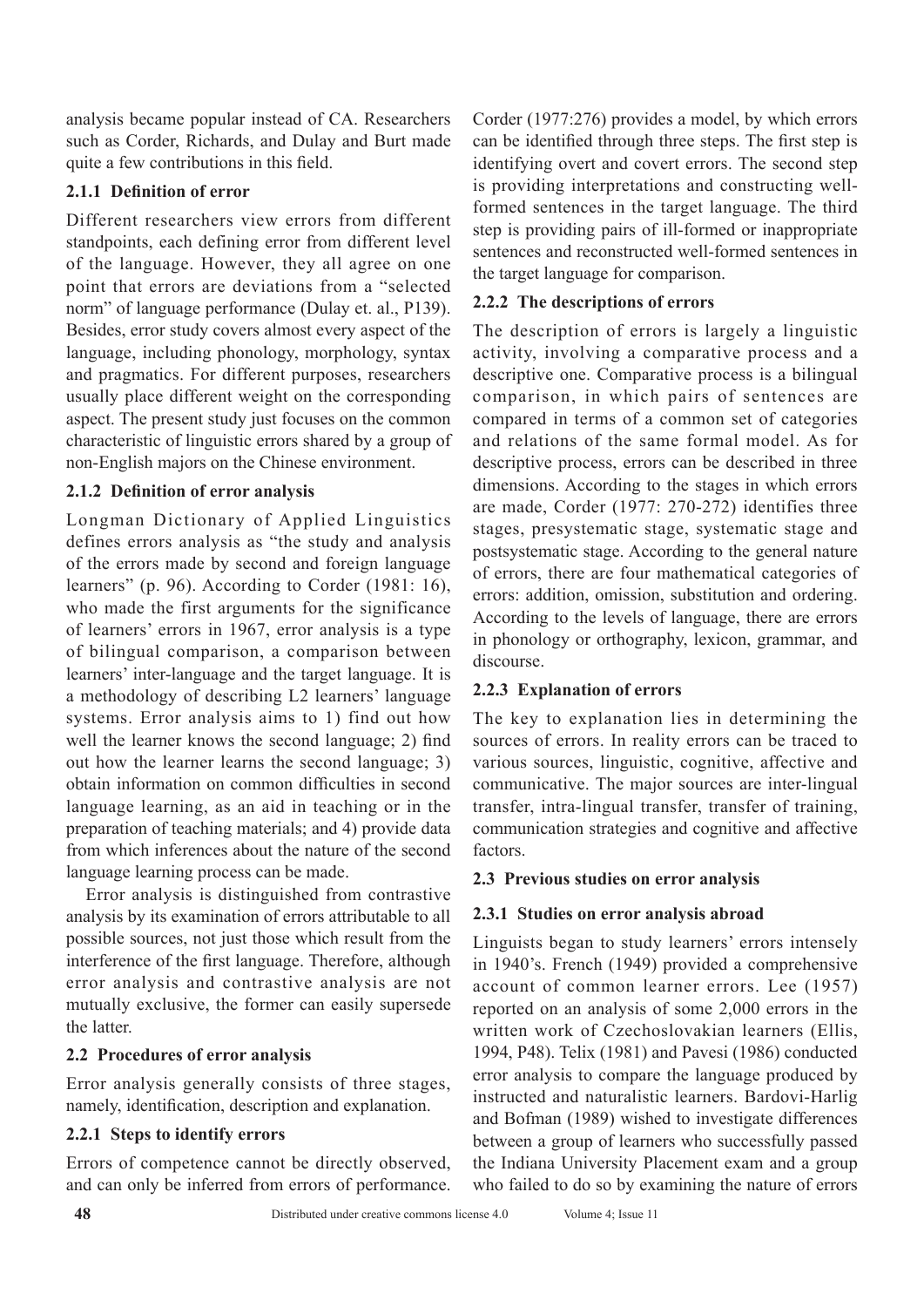analysis became popular instead of CA. Researchers such as Corder, Richards, and Dulay and Burt made quite a few contributions in this field.

### 2.1.1 Definition of error

Different researchers view errors from different standpoints, each defining error from different level of the language. However, they all agree on one point that errors are deviations from a "selected norm" of language performance (Dulay et. al., P139). Besides, error study covers almost every aspect of the language, including phonology, morphology, syntax and pragmatics. For different purposes, researchers usually place different weight on the corresponding aspect. The present study just focuses on the common characteristic of linguistic errors shared by a group of non-English majors on the Chinese environment.

### 2.1.2 Definition of error analysis

Longman Dictionary of Applied Linguistics defines errors analysis as "the study and analysis of the errors made by second and foreign language learners" (p. 96). According to Corder (1981: 16), who made the first arguments for the significance of learners' errors in 1967, error analysis is a type of bilingual comparison, a comparison between learners' inter-language and the target language. It is a methodology of describing L2 learners' language systems. Error analysis aims to 1) find out how well the learner knows the second language; 2) find out how the learner learns the second language; 3) obtain information on common difficulties in second language learning, as an aid in teaching or in the preparation of teaching materials; and 4) provide data from which inferences about the nature of the second language learning process can be made.

Error analysis is distinguished from contrastive analysis by its examination of errors attributable to all possible sources, not just those which result from the interference of the first language. Therefore, although error analysis and contrastive analysis are not mutually exclusive, the former can easily supersede the latter.

## 2.2 Procedures of error analysis

Error analysis generally consists of three stages, namely, identification, description and explanation.

### 2.2.1 Steps to identify errors

Errors of competence cannot be directly observed, and can only be inferred from errors of performance. Corder (1977:276) provides a model, by which errors can be identified through three steps. The first step is identifying overt and covert errors. The second step is providing interpretations and constructing well-formed sentences in the target language. The third step is providing pairs of ill-formed or inappropriate sentences and reconstructed well-formed sentences in the target language for comparison.

### 2.2.2 The descriptions of errors

The description of errors is largely a linguistic activity, involving a comparative process and a descriptive one. Comparative process is a bilingual comparison, in which pairs of sentences are compared in terms of a common set of categories and relations of the same formal model. As for descriptive process, errors can be described in three dimensions. According to the stages in which errors are made, Corder (1977: 270-272) identifies three stages, presystematic stage, systematic stage and postsystematic stage. According to the general nature of errors, there are four mathematical categories of errors: addition, omission, substitution and ordering. According to the levels of language, there are errors in phonology or orthography, lexicon, grammar, and discourse.

### 2.2.3 Explanation of errors

The key to explanation lies in determining the sources of errors. In reality errors can be traced to various sources, linguistic, cognitive, affective and communicative. The major sources are inter-lingual transfer, intra-lingual transfer, transfer of training, communication strategies and cognitive and affective factors.

## 2.3 Previous studies on error analysis

### 2.3.1 Studies on error analysis abroad

Linguists began to study learners' errors intensely in 1940's. French (1949) provided a comprehensive account of common learner errors. Lee (1957) reported on an analysis of some 2,000 errors in the written work of Czechoslovakian learners (Ellis, 1994, P48). Telix (1981) and Pavesi (1986) conducted error analysis to compare the language produced by instructed and naturalistic learners. Bardovi-Harlig and Bofman (1989) wished to investigate differences between a group of learners who successfully passed the Indiana University Placement exam and a group who failed to do so by examining the nature of errors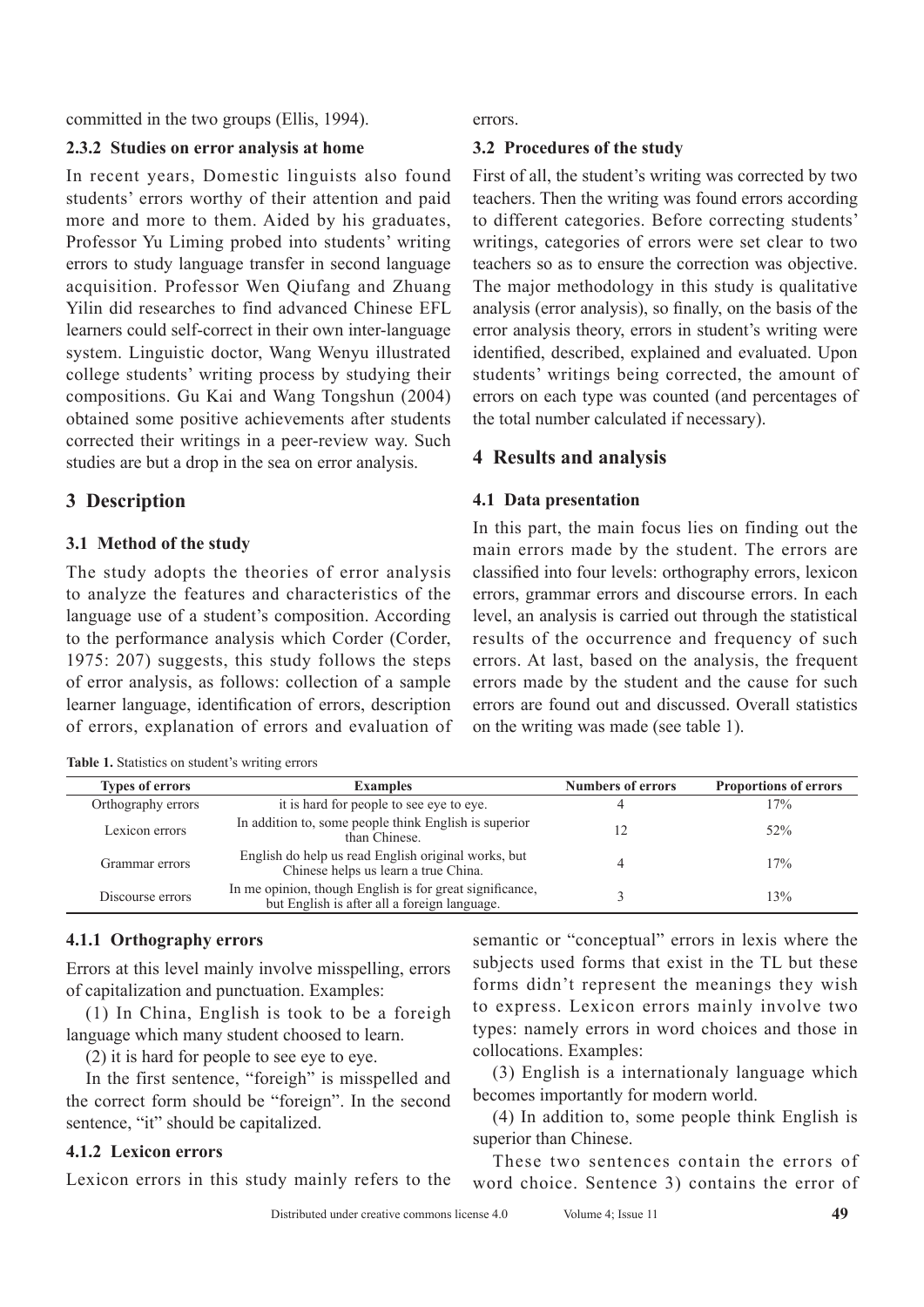committed in the two groups (Ellis, 1994).

### 2.3.2 Studies on error analysis at home

In recent years, Domestic linguists also found students' errors worthy of their attention and paid more and more to them. Aided by his graduates, Professor Yu Liming probed into students' writing errors to study language transfer in second language acquisition. Professor Wen Qiufang and Zhuang Yilin did researches to find advanced Chinese EFL learners could self-correct in their own inter-language system. Linguistic doctor, Wang Wenyu illustrated college students' writing process by studying their compositions. Gu Kai and Wang Tongshun (2004) obtained some positive achievements after students corrected their writings in a peer-review way. Such studies are but a drop in the sea on error analysis.

## 3 Description

### 3.1 Method of the study

The study adopts the theories of error analysis to analyze the features and characteristics of the language use of a student's composition. According to the performance analysis which Corder (Corder, 1975: 207) suggests, this study follows the steps of error analysis, as follows: collection of a sample learner language, identification of errors, description of errors, explanation of errors and evaluation of errors.

### 3.2 Procedures of the study

First of all, the student's writing was corrected by two teachers. Then the writing was found errors according to different categories. Before correcting students' writings, categories of errors were set clear to two teachers so as to ensure the correction was objective. The major methodology in this study is qualitative analysis (error analysis), so finally, on the basis of the error analysis theory, errors in student's writing were identified, described, explained and evaluated. Upon students' writings being corrected, the amount of errors on each type was counted (and percentages of the total number calculated if necessary).

## 4 Results and analysis

### 4.1 Data presentation

In this part, the main focus lies on finding out the main errors made by the student. The errors are classified into four levels: orthography errors, lexicon errors, grammar errors and discourse errors. In each level, an analysis is carried out through the statistical results of the occurrence and frequency of such errors. At last, based on the analysis, the frequent errors made by the student and the cause for such errors are found out and discussed. Overall statistics on the writing was made (see table 1).

**Table 1.** Statistics on student's writing errors

| Types of errors | Examples | Numbers of errors | Proportions of errors |
|---|---|---|---|
| Orthography errors | it is hard for people to see eye to eye. | 4 | 17% |
| Lexicon errors | In addition to, some people think English is superior than Chinese. | 12 | 52% |
| Grammar errors | English do help us read English original works, but Chinese helps us learn a true China. | 4 | 17% |
| Discourse errors | In me opinion, though English is for great significance, but English is after all a foreign language. | 3 | 13% |

### 4.1.1 Orthography errors

Errors at this level mainly involve misspelling, errors of capitalization and punctuation. Examples:

(1) In China, English is took to be a foreigh language which many student choosed to learn.

(2) it is hard for people to see eye to eye.

In the first sentence, "foreigh" is misspelled and the correct form should be "foreign". In the second sentence, "it" should be capitalized.

### 4.1.2 Lexicon errors

Lexicon errors in this study mainly refers to the semantic or "conceptual" errors in lexis where the subjects used forms that exist in the TL but these forms didn't represent the meanings they wish to express. Lexicon errors mainly involve two types: namely errors in word choices and those in collocations. Examples:

(3) English is a internationaly language which becomes importantly for modern world.

(4) In addition to, some people think English is superior than Chinese.

These two sentences contain the errors of word choice. Sentence 3) contains the error of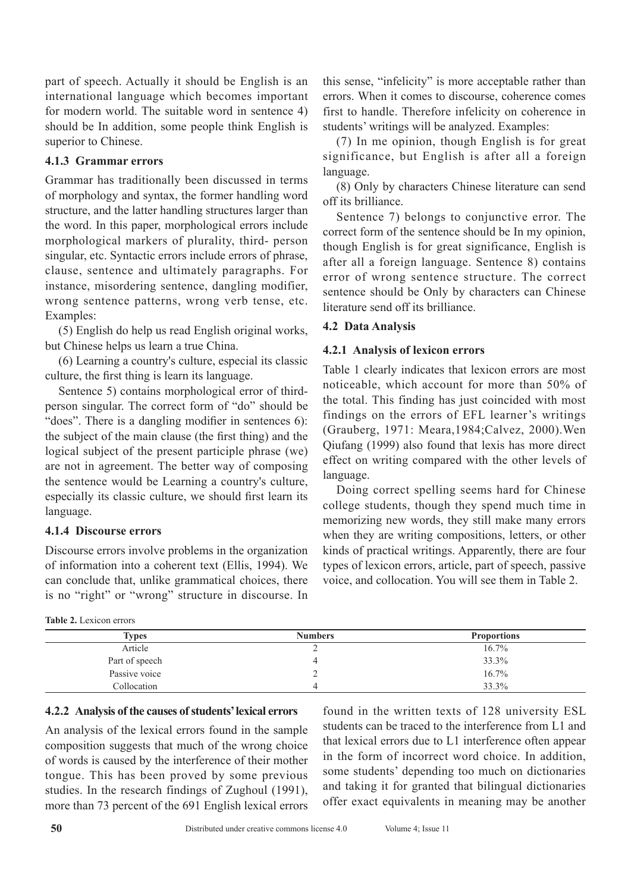part of speech. Actually it should be English is an international language which becomes important for modern world. The suitable word in sentence 4) should be In addition, some people think English is superior to Chinese.

### 4.1.3 Grammar errors

Grammar has traditionally been discussed in terms of morphology and syntax, the former handling word structure, and the latter handling structures larger than the word. In this paper, morphological errors include morphological markers of plurality, third- person singular, etc. Syntactic errors include errors of phrase, clause, sentence and ultimately paragraphs. For instance, misordering sentence, dangling modifier, wrong sentence patterns, wrong verb tense, etc. Examples:

(5) English do help us read English original works, but Chinese helps us learn a true China.

(6) Learning a country's culture, especial its classic culture, the first thing is learn its language.

Sentence 5) contains morphological error of third-person singular. The correct form of "do" should be "does". There is a dangling modifier in sentences 6): the subject of the main clause (the first thing) and the logical subject of the present participle phrase (we) are not in agreement. The better way of composing the sentence would be Learning a country's culture, especially its classic culture, we should first learn its language.

### 4.1.4 Discourse errors

Discourse errors involve problems in the organization of information into a coherent text (Ellis, 1994). We can conclude that, unlike grammatical choices, there is no "right" or "wrong" structure in discourse. In this sense, "infelicity" is more acceptable rather than errors. When it comes to discourse, coherence comes first to handle. Therefore infelicity on coherence in students' writings will be analyzed. Examples:

(7) In me opinion, though English is for great significance, but English is after all a foreign language.

(8) Only by characters Chinese literature can send off its brilliance.

Sentence 7) belongs to conjunctive error. The correct form of the sentence should be In my opinion, though English is for great significance, English is after all a foreign language. Sentence 8) contains error of wrong sentence structure. The correct sentence should be Only by characters can Chinese literature send off its brilliance.

## 4.2 Data Analysis

### 4.2.1 Analysis of lexicon errors

Table 1 clearly indicates that lexicon errors are most noticeable, which account for more than 50% of the total. This finding has just coincided with most findings on the errors of EFL learner's writings (Grauberg, 1971: Meara,1984;Calvez, 2000).Wen Qiufang (1999) also found that lexis has more direct effect on writing compared with the other levels of language.

Doing correct spelling seems hard for Chinese college students, though they spend much time in memorizing new words, they still make many errors when they are writing compositions, letters, or other kinds of practical writings. Apparently, there are four types of lexicon errors, article, part of speech, passive voice, and collocation. You will see them in Table 2.

**Table 2.** Lexicon errors

| Types | Numbers | Proportions |
|---|---|---|
| Article | 2 | 16.7% |
| Part of speech | 4 | 33.3% |
| Passive voice | 2 | 16.7% |
| Collocation | 4 | 33.3% |

### 4.2.2 Analysis of the causes of students' lexical errors

An analysis of the lexical errors found in the sample composition suggests that much of the wrong choice of words is caused by the interference of their mother tongue. This has been proved by some previous studies. In the research findings of Zughoul (1991), more than 73 percent of the 691 English lexical errors found in the written texts of 128 university ESL students can be traced to the interference from L1 and that lexical errors due to L1 interference often appear in the form of incorrect word choice. In addition, some students' depending too much on dictionaries and taking it for granted that bilingual dictionaries offer exact equivalents in meaning may be another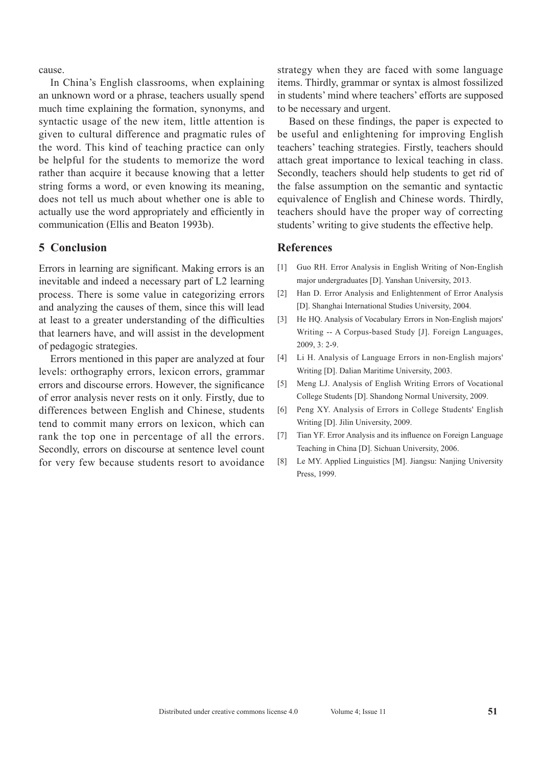cause.

In China's English classrooms, when explaining an unknown word or a phrase, teachers usually spend much time explaining the formation, synonyms, and syntactic usage of the new item, little attention is given to cultural difference and pragmatic rules of the word. This kind of teaching practice can only be helpful for the students to memorize the word rather than acquire it because knowing that a letter string forms a word, or even knowing its meaning, does not tell us much about whether one is able to actually use the word appropriately and efficiently in communication (Ellis and Beaton 1993b).

## 5 Conclusion

Errors in learning are significant. Making errors is an inevitable and indeed a necessary part of L2 learning process. There is some value in categorizing errors and analyzing the causes of them, since this will lead at least to a greater understanding of the difficulties that learners have, and will assist in the development of pedagogic strategies.

Errors mentioned in this paper are analyzed at four levels: orthography errors, lexicon errors, grammar errors and discourse errors. However, the significance of error analysis never rests on it only. Firstly, due to differences between English and Chinese, students tend to commit many errors on lexicon, which can rank the top one in percentage of all the errors. Secondly, errors on discourse at sentence level count for very few because students resort to avoidance strategy when they are faced with some language items. Thirdly, grammar or syntax is almost fossilized in students' mind where teachers' efforts are supposed to be necessary and urgent.

Based on these findings, the paper is expected to be useful and enlightening for improving English teachers' teaching strategies. Firstly, teachers should attach great importance to lexical teaching in class. Secondly, teachers should help students to get rid of the false assumption on the semantic and syntactic equivalence of English and Chinese words. Thirdly, teachers should have the proper way of correcting students' writing to give students the effective help.

## References

[1] Guo RH. Error Analysis in English Writing of Non-English major undergraduates [D]. Yanshan University, 2013.

[2] Han D. Error Analysis and Enlightenment of Error Analysis [D]. Shanghai International Studies University, 2004.

[3] He HQ. Analysis of Vocabulary Errors in Non-English majors' Writing -- A Corpus-based Study [J]. Foreign Languages, 2009, 3: 2-9.

[4] Li H. Analysis of Language Errors in non-English majors' Writing [D]. Dalian Maritime University, 2003.

[5] Meng LJ. Analysis of English Writing Errors of Vocational College Students [D]. Shandong Normal University, 2009.

[6] Peng XY. Analysis of Errors in College Students' English Writing [D]. Jilin University, 2009.

[7] Tian YF. Error Analysis and its influence on Foreign Language Teaching in China [D]. Sichuan University, 2006.

[8] Le MY. Applied Linguistics [M]. Jiangsu: Nanjing University Press, 1999.